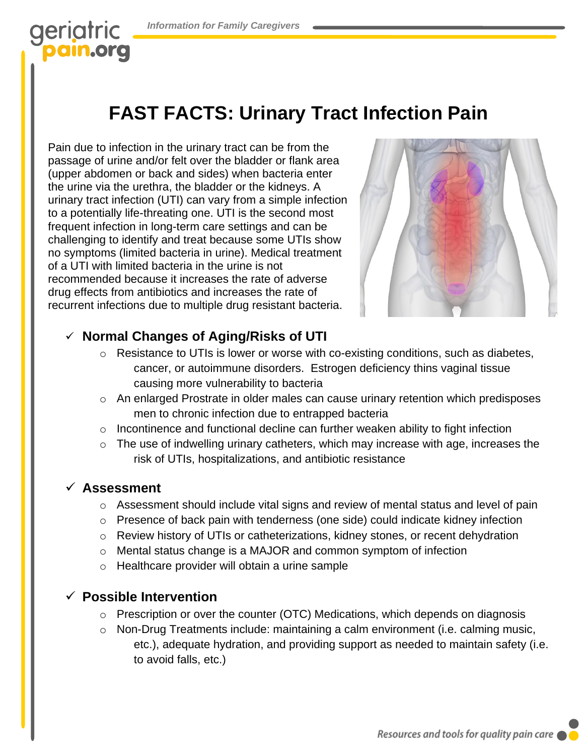# FAST FACTS: Urinary Tract Infection Pain

Pain due to infection in the urinary tract can be from the passage of urine and/or felt over the bladder or flank area (upper abdomen or back and sides) when bacteria enter the urine via the urethra, the bladder or the kidneys. A urinary tract infection (UTI) can vary from a simple infection to a potentially life-threating one. UTI is the second most frequent infection in long-term care settings and can be challenging to identify and treat because some UTIs show no symptoms (limited bacteria in urine). Medical treatment of a UTI with limited bacteria in the urine is not recommended because it increases the rate of adverse drug effects from antibiotics and increases the rate of recurrent infections due to multiple drug resistant bacteria.

## ✓ Normal Changes of Aging/Risks of UTI

- Resistance to UTIs is lower or worse with co-existing conditions, such as diabetes, cancer, or autoimmune disorders. Estrogen deficiency thins vaginal tissue causing more vulnerability to bacteria
- An enlarged Prostrate in older males can cause urinary retention which predisposes men to chronic infection due to entrapped bacteria
- Incontinence and functional decline can further weaken ability to fight infection
- The use of indwelling urinary catheters, which may increase with age, increases the risk of UTIs, hospitalizations, and antibiotic resistance

## ✓ Assessment

- Assessment should include vital signs and review of mental status and level of pain
- Presence of back pain with tenderness (one side) could indicate kidney infection
- Review history of UTIs or catheterizations, kidney stones, or recent dehydration
- Mental status change is a MAJOR and common symptom of infection
- Healthcare provider will obtain a urine sample

## ✓ Possible Intervention

- Prescription or over the counter (OTC) Medications, which depends on diagnosis
- Non-Drug Treatments include: maintaining a calm environment (i.e. calming music, etc.), adequate hydration, and providing support as needed to maintain safety (i.e. to avoid falls, etc.)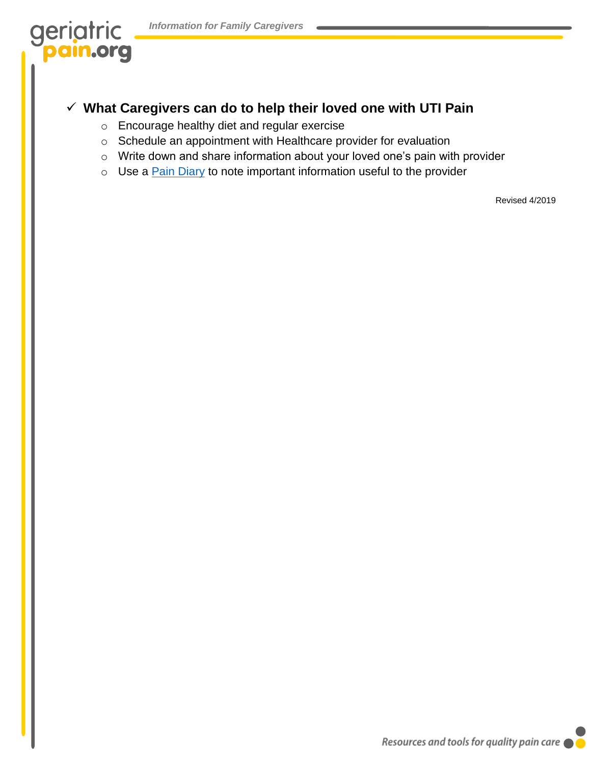- ✓ **What Caregivers can do to help their loved one with UTI Pain**
  - Encourage healthy diet and regular exercise
  - Schedule an appointment with Healthcare provider for evaluation
  - Write down and share information about your loved one's pain with provider
  - Use a Pain Diary to note important information useful to the provider

Revised 4/2019